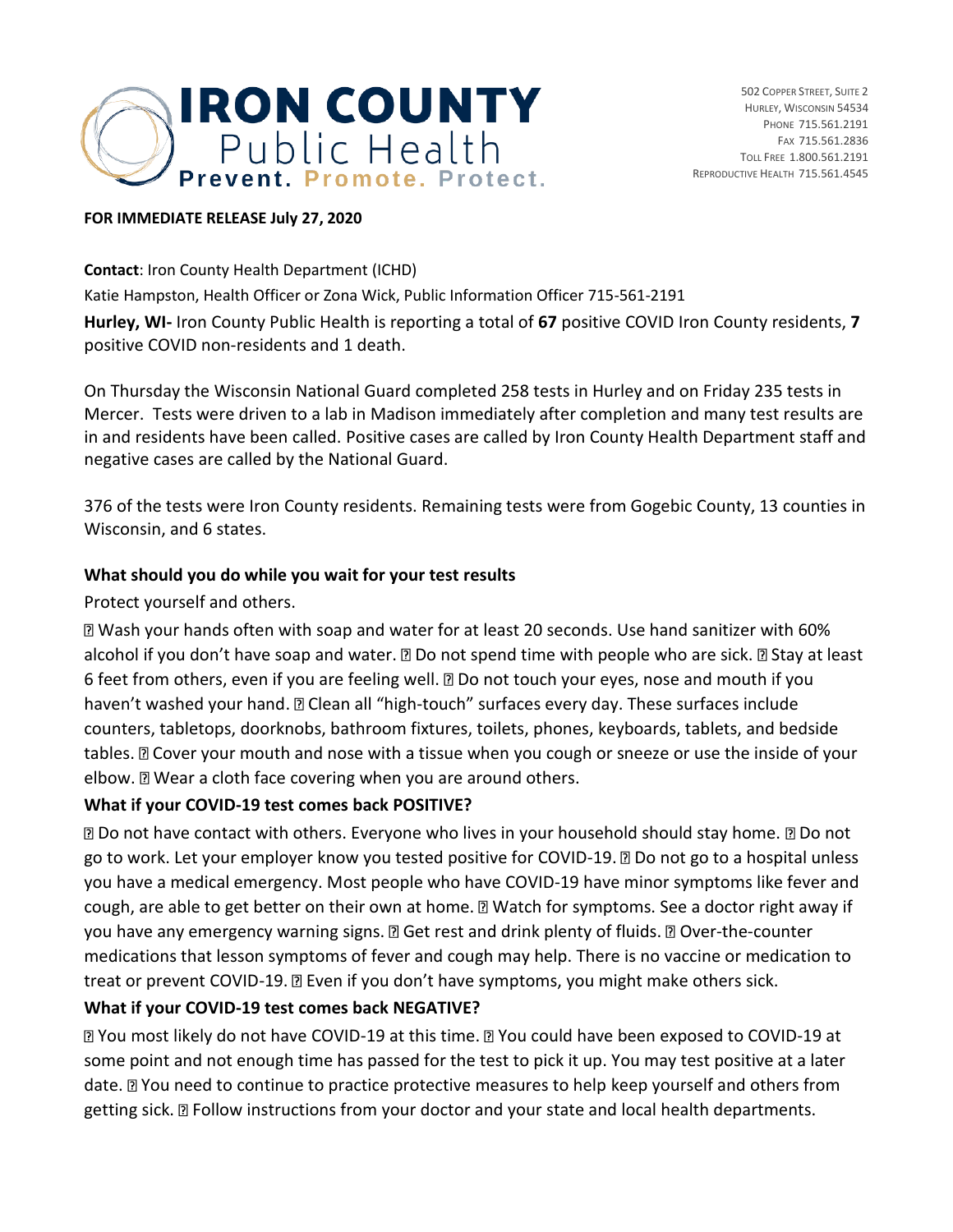**IRON COUNTY** Public Health
**Prevent. Promote. Protect.**

502 Copper Street, Suite 2
Hurley, Wisconsin 54534
Phone 715.561.2191
Fax 715.561.2836
Toll Free 1.800.561.2191
Reproductive Health 715.561.4545

**FOR IMMEDIATE RELEASE July 27, 2020**

**Contact**: Iron County Health Department (ICHD)
Katie Hampston, Health Officer or Zona Wick, Public Information Officer 715-561-2191

**Hurley, WI-** Iron County Public Health is reporting a total of **67** positive COVID Iron County residents, **7** positive COVID non-residents and 1 death.

On Thursday the Wisconsin National Guard completed 258 tests in Hurley and on Friday 235 tests in Mercer. Tests were driven to a lab in Madison immediately after completion and many test results are in and residents have been called. Positive cases are called by Iron County Health Department staff and negative cases are called by the National Guard.

376 of the tests were Iron County residents. Remaining tests were from Gogebic County, 13 counties in Wisconsin, and 6 states.

**What should you do while you wait for your test results**

Protect yourself and others.

- Wash your hands often with soap and water for at least 20 seconds. Use hand sanitizer with 60% alcohol if you don't have soap and water.
- Do not spend time with people who are sick.
- Stay at least 6 feet from others, even if you are feeling well.
- Do not touch your eyes, nose and mouth if you haven't washed your hand.
- Clean all "high-touch" surfaces every day. These surfaces include counters, tabletops, doorknobs, bathroom fixtures, toilets, phones, keyboards, tablets, and bedside tables.
- Cover your mouth and nose with a tissue when you cough or sneeze or use the inside of your elbow.
- Wear a cloth face covering when you are around others.

**What if your COVID-19 test comes back POSITIVE?**

- Do not have contact with others. Everyone who lives in your household should stay home.
- Do not go to work. Let your employer know you tested positive for COVID-19.
- Do not go to a hospital unless you have a medical emergency. Most people who have COVID-19 have minor symptoms like fever and cough, are able to get better on their own at home.
- Watch for symptoms. See a doctor right away if you have any emergency warning signs.
- Get rest and drink plenty of fluids.
- Over-the-counter medications that lesson symptoms of fever and cough may help. There is no vaccine or medication to treat or prevent COVID-19.
- Even if you don't have symptoms, you might make others sick.

**What if your COVID-19 test comes back NEGATIVE?**

- You most likely do not have COVID-19 at this time.
- You could have been exposed to COVID-19 at some point and not enough time has passed for the test to pick it up. You may test positive at a later date.
- You need to continue to practice protective measures to help keep yourself and others from getting sick.
- Follow instructions from your doctor and your state and local health departments.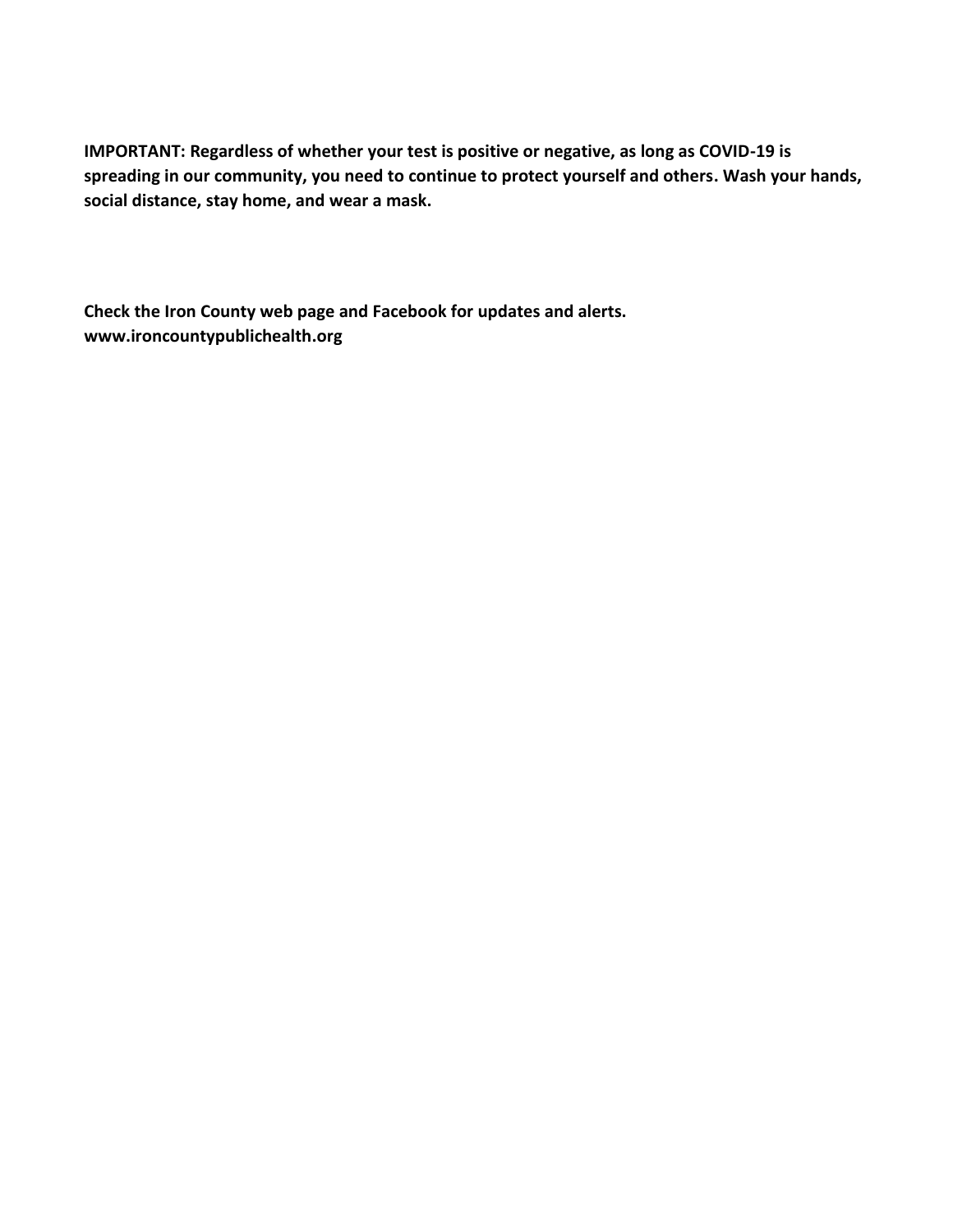**IMPORTANT: Regardless of whether your test is positive or negative, as long as COVID-19 is spreading in our community, you need to continue to protect yourself and others. Wash your hands, social distance, stay home, and wear a mask.**

**Check the Iron County web page and Facebook for updates and alerts.**
**www.ironcountypublichealth.org**